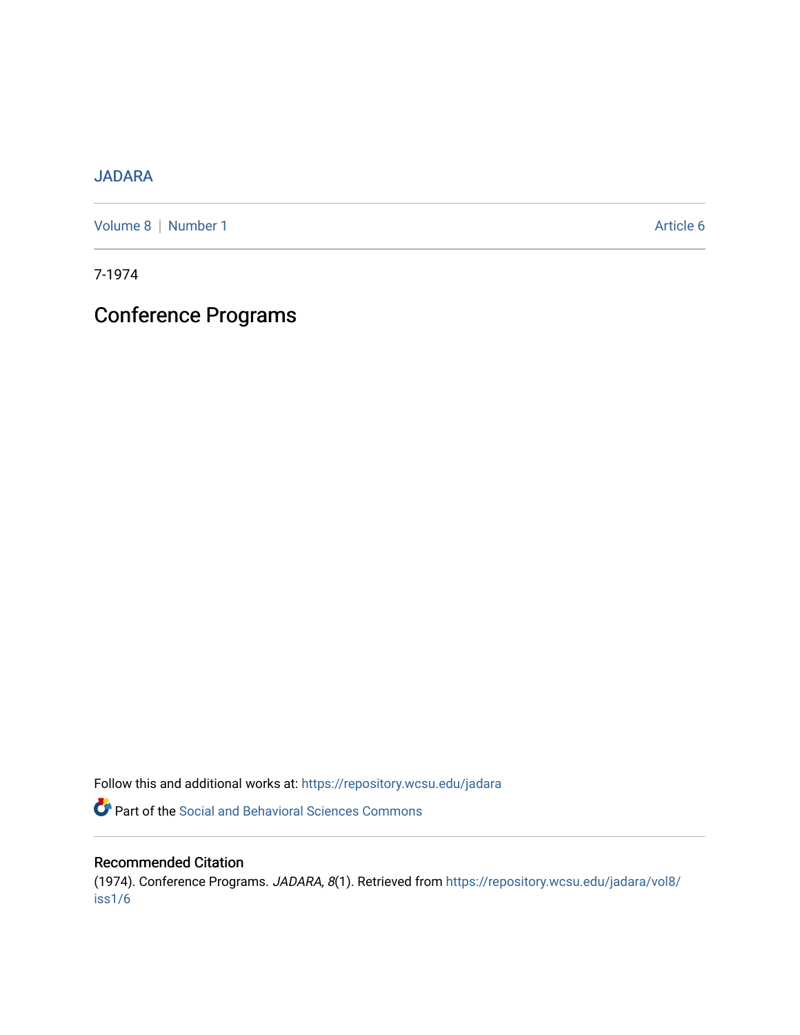JADARA

Volume 8 | Number 1 Article 6

7-1974

# Conference Programs

Follow this and additional works at: https://repository.wcsu.edu/jadara

Part of the Social and Behavioral Sciences Commons

## Recommended Citation

(1974). Conference Programs. *JADARA, 8*(1). Retrieved from https://repository.wcsu.edu/jadara/vol8/iss1/6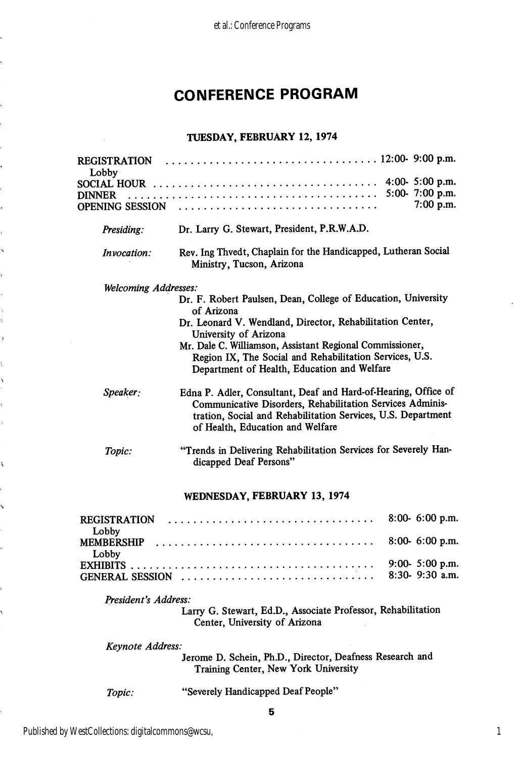# CONFERENCE PROGRAM

## TUESDAY, FEBRUARY 12, 1974

REGISTRATION ..................................... 12:00- 9:00 p.m.
Lobby
SOCIAL HOUR ..................................... 4:00- 5:00 p.m.
DINNER ..................................... 5:00- 7:00 p.m.
OPENING SESSION ..................................... 7:00 p.m.

*Presiding:* Dr. Larry G. Stewart, President, P.R.W.A.D.

*Invocation:* Rev. Ing Thvedt, Chaplain for the Handicapped, Lutheran Social Ministry, Tucson, Arizona

*Welcoming Addresses:*

Dr. F. Robert Paulsen, Dean, College of Education, University of Arizona

Dr. Leonard V. Wendland, Director, Rehabilitation Center, University of Arizona

Mr. Dale C. Williamson, Assistant Regional Commissioner, Region IX, The Social and Rehabilitation Services, U.S. Department of Health, Education and Welfare

*Speaker:* Edna P. Adler, Consultant, Deaf and Hard-of-Hearing, Office of Communicative Disorders, Rehabilitation Services Administration, Social and Rehabilitation Services, U.S. Department of Health, Education and Welfare

*Topic:* "Trends in Delivering Rehabilitation Services for Severely Handicapped Deaf Persons"

## WEDNESDAY, FEBRUARY 13, 1974

REGISTRATION ..................................... 8:00- 6:00 p.m.
Lobby
MEMBERSHIP ..................................... 8:00- 6:00 p.m.
Lobby
EXHIBITS ..................................... 9:00- 5:00 p.m.
GENERAL SESSION ..................................... 8:30- 9:30 a.m.

*President's Address:*

Larry G. Stewart, Ed.D., Associate Professor, Rehabilitation Center, University of Arizona

*Keynote Address:*

Jerome D. Schein, Ph.D., Director, Deafness Research and Training Center, New York University

*Topic:* "Severely Handicapped Deaf People"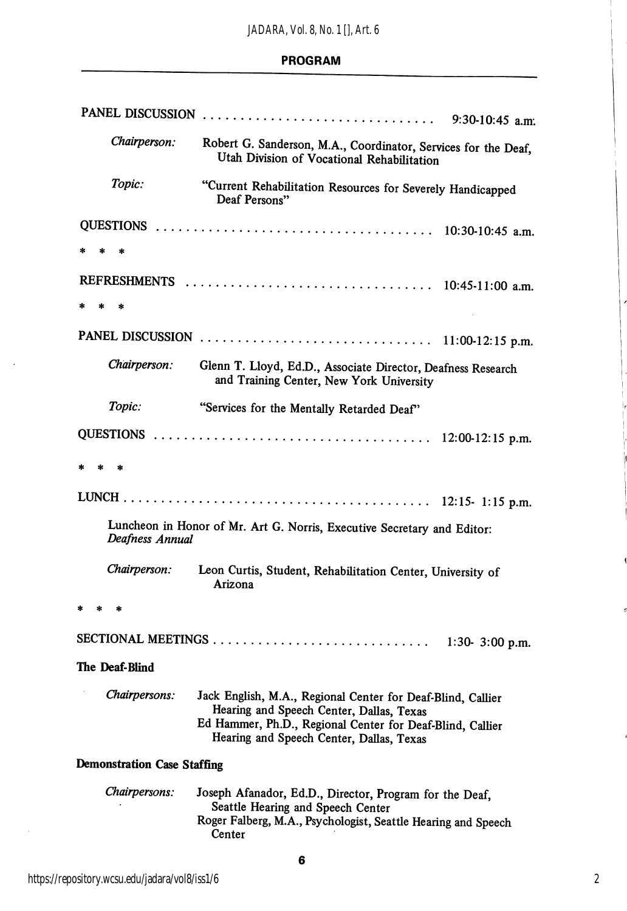## PROGRAM

PANEL DISCUSSION ............................... 9:30-10:45 a.m.

*Chairperson:* Robert G. Sanderson, M.A., Coordinator, Services for the Deaf, Utah Division of Vocational Rehabilitation

*Topic:* "Current Rehabilitation Resources for Severely Handicapped Deaf Persons"

QUESTIONS ..................................... 10:30-10:45 a.m.

\* \* \*

REFRESHMENTS ................................ 10:45-11:00 a.m.

\* \* \*

PANEL DISCUSSION ............................... 11:00-12:15 p.m.

*Chairperson:* Glenn T. Lloyd, Ed.D., Associate Director, Deafness Research and Training Center, New York University

*Topic:* "Services for the Mentally Retarded Deaf"

QUESTIONS ..................................... 12:00-12:15 p.m.

\* \* \*

LUNCH .......................................... 12:15- 1:15 p.m.

Luncheon in Honor of Mr. Art G. Norris, Executive Secretary and Editor: *Deafness Annual*

*Chairperson:* Leon Curtis, Student, Rehabilitation Center, University of Arizona

\* \* \*

SECTIONAL MEETINGS ............................ 1:30- 3:00 p.m.

**The Deaf-Blind**

*Chairpersons:* Jack English, M.A., Regional Center for Deaf-Blind, Callier Hearing and Speech Center, Dallas, Texas
Ed Hammer, Ph.D., Regional Center for Deaf-Blind, Callier Hearing and Speech Center, Dallas, Texas

**Demonstration Case Staffing**

*Chairpersons:* Joseph Afanador, Ed.D., Director, Program for the Deaf, Seattle Hearing and Speech Center
Roger Falberg, M.A., Psychologist, Seattle Hearing and Speech Center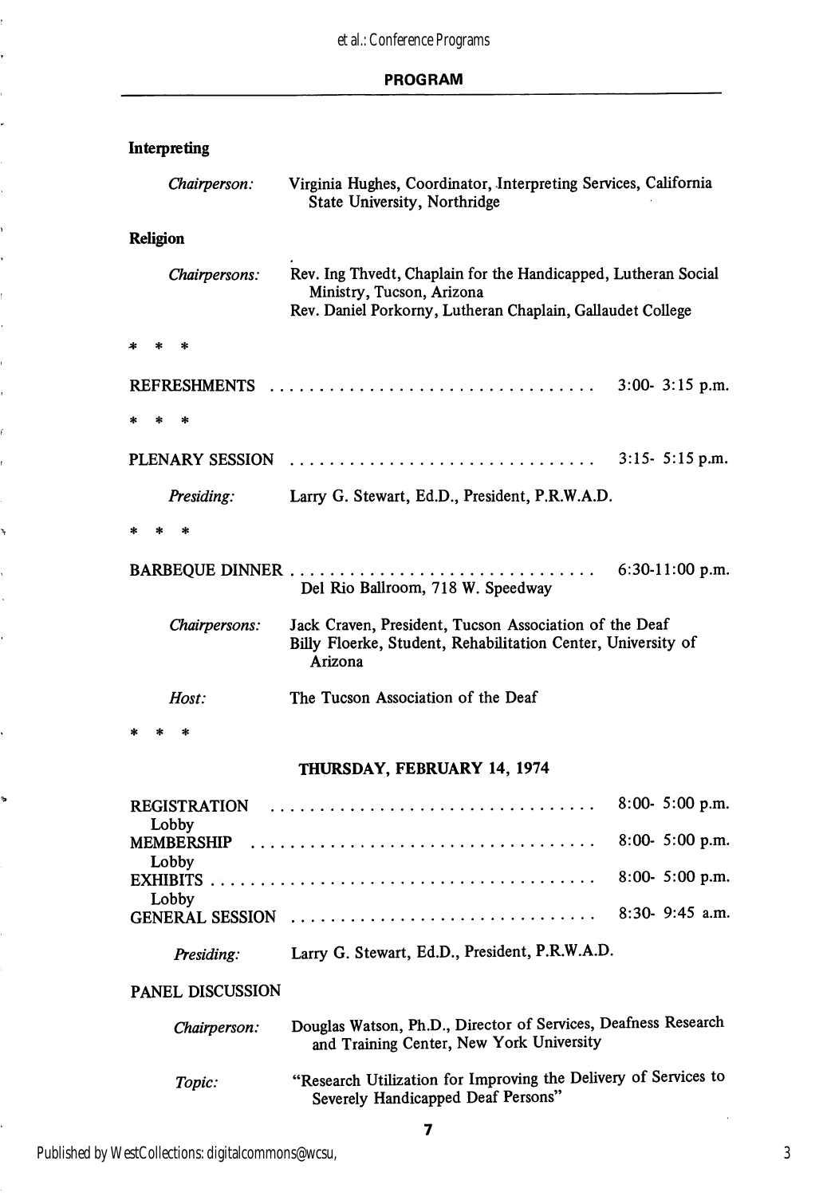**Interpreting**

*Chairperson:* Virginia Hughes, Coordinator, Interpreting Services, California State University, Northridge

**Religion**

*Chairpersons:* Rev. Ing Thvedt, Chaplain for the Handicapped, Lutheran Social Ministry, Tucson, Arizona
Rev. Daniel Porkorny, Lutheran Chaplain, Gallaudet College

\* \* \*

REFRESHMENTS ................................ 3:00- 3:15 p.m.

\* \* \*

PLENARY SESSION ................................ 3:15- 5:15 p.m.

*Presiding:* Larry G. Stewart, Ed.D., President, P.R.W.A.D.

\* \* \*

BARBEQUE DINNER ................................ 6:30-11:00 p.m.
Del Rio Ballroom, 718 W. Speedway

*Chairpersons:* Jack Craven, President, Tucson Association of the Deaf
Billy Floerke, Student, Rehabilitation Center, University of Arizona

*Host:* The Tucson Association of the Deaf

\* \* \*

## THURSDAY, FEBRUARY 14, 1974

REGISTRATION ................................ 8:00- 5:00 p.m.
Lobby

MEMBERSHIP ................................ 8:00- 5:00 p.m.
Lobby

EXHIBITS ................................ 8:00- 5:00 p.m.
Lobby

GENERAL SESSION ................................ 8:30- 9:45 a.m.

*Presiding:* Larry G. Stewart, Ed.D., President, P.R.W.A.D.

PANEL DISCUSSION

*Chairperson:* Douglas Watson, Ph.D., Director of Services, Deafness Research and Training Center, New York University

*Topic:* "Research Utilization for Improving the Delivery of Services to Severely Handicapped Deaf Persons"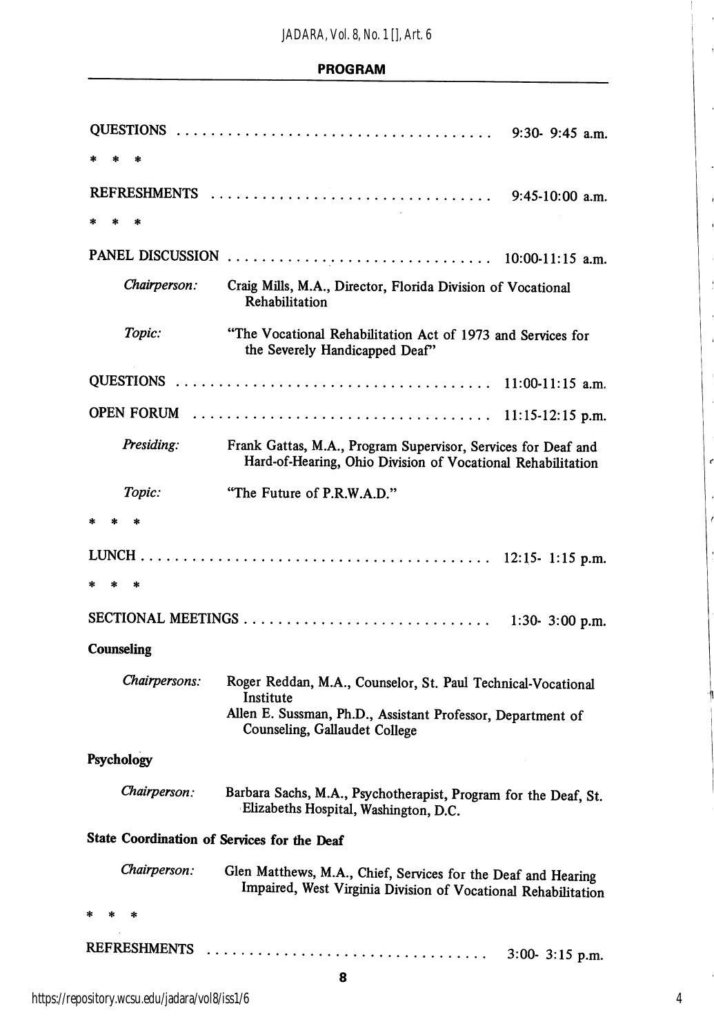## PROGRAM

QUESTIONS .................................... 9:30- 9:45 a.m.

\* \* \*

REFRESHMENTS ................................ 9:45-10:00 a.m.

\* \* \*

PANEL DISCUSSION ............................. 10:00-11:15 a.m.

*Chairperson:* Craig Mills, M.A., Director, Florida Division of Vocational Rehabilitation

*Topic:* "The Vocational Rehabilitation Act of 1973 and Services for the Severely Handicapped Deaf"

QUESTIONS .................................... 11:00-11:15 a.m.

OPEN FORUM ................................... 11:15-12:15 p.m.

*Presiding:* Frank Gattas, M.A., Program Supervisor, Services for Deaf and Hard-of-Hearing, Ohio Division of Vocational Rehabilitation

*Topic:* "The Future of P.R.W.A.D."

\* \* \*

LUNCH ........................................ 12:15- 1:15 p.m.

\* \* \*

SECTIONAL MEETINGS ........................... 1:30- 3:00 p.m.

**Counseling**

*Chairpersons:* Roger Reddan, M.A., Counselor, St. Paul Technical-Vocational Institute
Allen E. Sussman, Ph.D., Assistant Professor, Department of Counseling, Gallaudet College

**Psychology**

*Chairperson:* Barbara Sachs, M.A., Psychotherapist, Program for the Deaf, St. Elizabeths Hospital, Washington, D.C.

**State Coordination of Services for the Deaf**

*Chairperson:* Glen Matthews, M.A., Chief, Services for the Deaf and Hearing Impaired, West Virginia Division of Vocational Rehabilitation

\* \* \*

REFRESHMENTS ................................ 3:00- 3:15 p.m.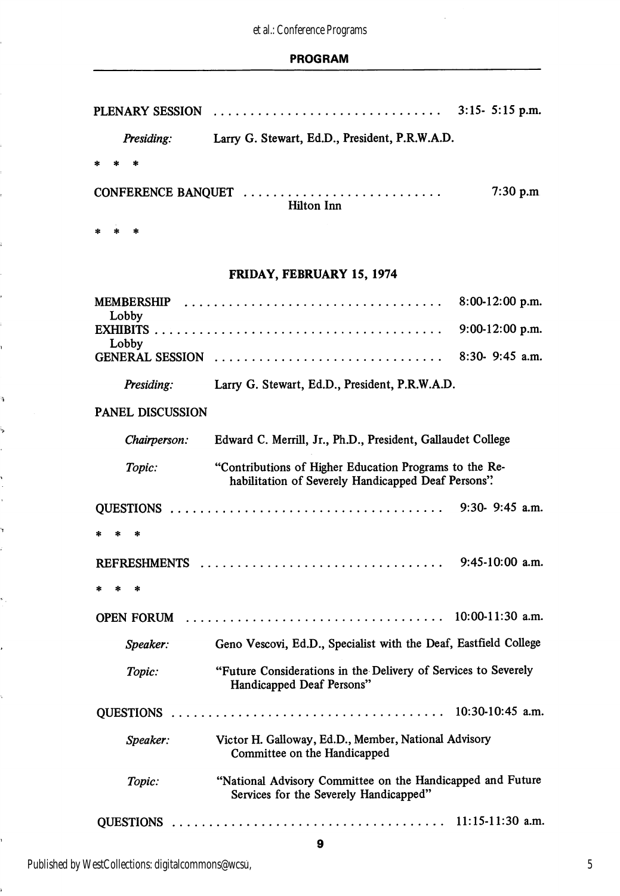## PROGRAM

PLENARY SESSION ............................... 3:15- 5:15 p.m.

*Presiding:* Larry G. Stewart, Ed.D., President, P.R.W.A.D.

\* \* \*

CONFERENCE BANQUET ........................... 7:30 p.m
Hilton Inn

\* \* \*

### FRIDAY, FEBRUARY 15, 1974

MEMBERSHIP ................................... 8:00-12:00 p.m.
Lobby

EXHIBITS ..................................... 9:00-12:00 p.m.
Lobby

GENERAL SESSION .............................. 8:30- 9:45 a.m.

*Presiding:* Larry G. Stewart, Ed.D., President, P.R.W.A.D.

PANEL DISCUSSION

*Chairperson:* Edward C. Merrill, Jr., Ph.D., President, Gallaudet College

*Topic:* "Contributions of Higher Education Programs to the Rehabilitation of Severely Handicapped Deaf Persons".

QUESTIONS .................................... 9:30- 9:45 a.m.

\* \* \*

REFRESHMENTS ................................. 9:45-10:00 a.m.

\* \* \*

OPEN FORUM ................................... 10:00-11:30 a.m.

*Speaker:* Geno Vescovi, Ed.D., Specialist with the Deaf, Eastfield College

*Topic:* "Future Considerations in the Delivery of Services to Severely Handicapped Deaf Persons"

QUESTIONS .................................... 10:30-10:45 a.m.

*Speaker:* Victor H. Galloway, Ed.D., Member, National Advisory Committee on the Handicapped

*Topic:* "National Advisory Committee on the Handicapped and Future Services for the Severely Handicapped"

QUESTIONS .................................... 11:15-11:30 a.m.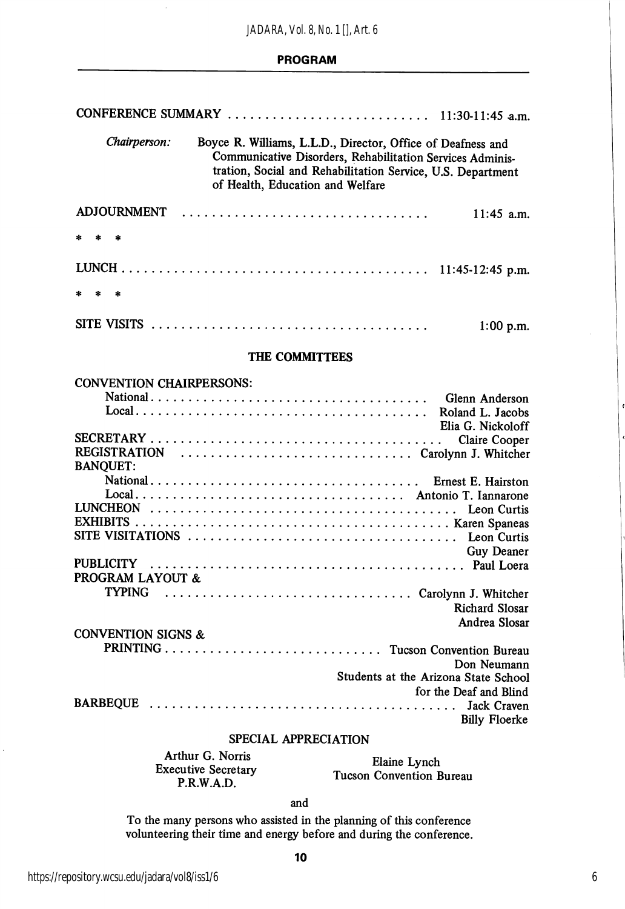## PROGRAM

CONFERENCE SUMMARY ............................ 11:30-11:45 a.m.

*Chairperson:* Boyce R. Williams, L.L.D., Director, Office of Deafness and Communicative Disorders, Rehabilitation Services Administration, Social and Rehabilitation Service, U.S. Department of Health, Education and Welfare

ADJOURNMENT .................................. 11:45 a.m.

\* \* \*

LUNCH .......................................... 11:45-12:45 p.m.

\* \* \*

SITE VISITS ..................................... 1:00 p.m.

### THE COMMITTEES

CONVENTION CHAIRPERSONS:

National ...................................... Glenn Anderson
Local .......................................... Roland L. Jacobs
Elia G. Nickoloff

SECRETARY ..................................... Claire Cooper

REGISTRATION .................................. Carolynn J. Whitcher

BANQUET:

National ...................................... Ernest E. Hairston
Local .......................................... Antonio T. Iannarone

LUNCHEON ...................................... Leon Curtis

EXHIBITS ....................................... Karen Spaneas

SITE VISITATIONS ............................... Leon Curtis
Guy Deaner

PUBLICITY ...................................... Paul Loera

PROGRAM LAYOUT &
TYPING ....................................... Carolynn J. Whitcher
Richard Slosar
Andrea Slosar

CONVENTION SIGNS &
PRINTING ..................................... Tucson Convention Bureau
Don Neumann
Students at the Arizona State School for the Deaf and Blind

BARBEQUE ...................................... Jack Craven
Billy Floerke

### SPECIAL APPRECIATION

Arthur G. Norris
Executive Secretary
P.R.W.A.D.

Elaine Lynch
Tucson Convention Bureau

and

To the many persons who assisted in the planning of this conference volunteering their time and energy before and during the conference.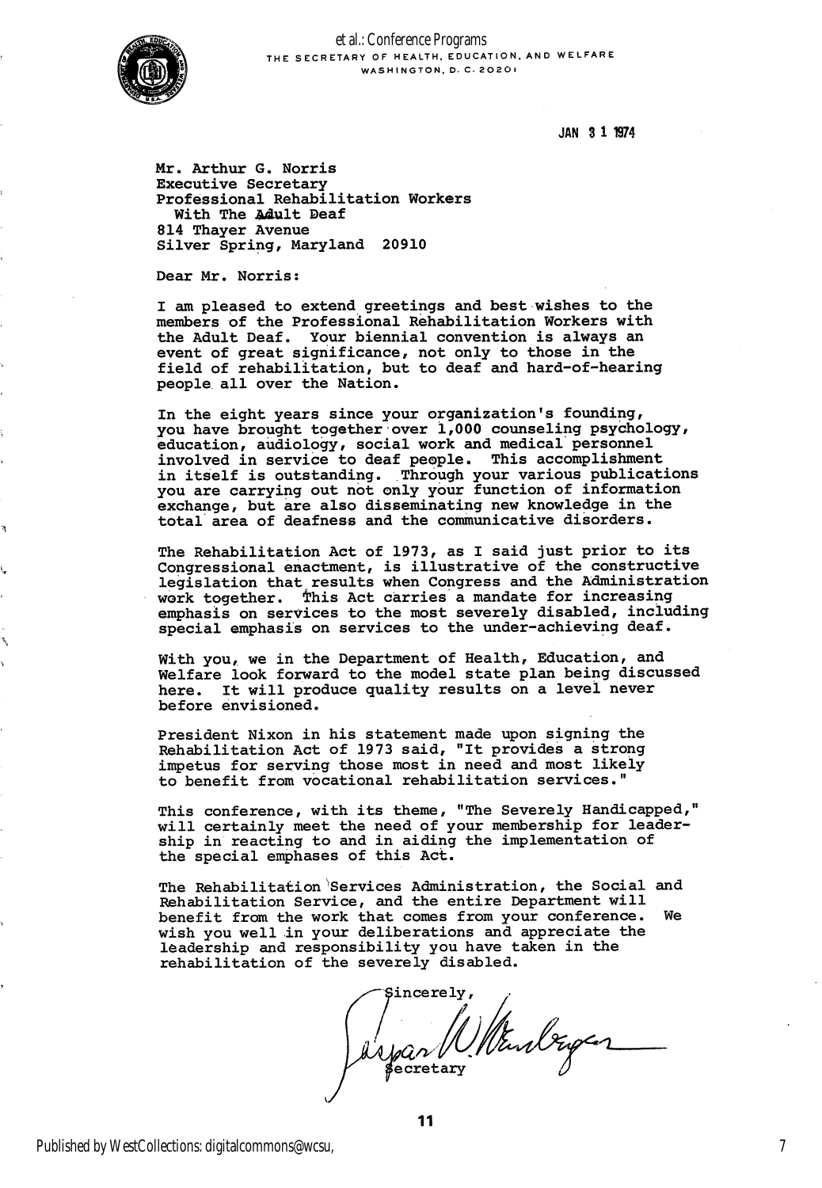THE SECRETARY OF HEALTH, EDUCATION, AND WELFARE
WASHINGTON, D. C. 20201

JAN 31 1974

Mr. Arthur G. Norris
Executive Secretary
Professional Rehabilitation Workers
With The Adult Deaf
814 Thayer Avenue
Silver Spring, Maryland 20910

Dear Mr. Norris:

I am pleased to extend greetings and best wishes to the members of the Professional Rehabilitation Workers with the Adult Deaf. Your biennial convention is always an event of great significance, not only to those in the field of rehabilitation, but to deaf and hard-of-hearing people all over the Nation.

In the eight years since your organization's founding, you have brought together over 1,000 counseling psychology, education, audiology, social work and medical personnel involved in service to deaf people. This accomplishment in itself is outstanding. Through your various publications you are carrying out not only your function of information exchange, but are also disseminating new knowledge in the total area of deafness and the communicative disorders.

The Rehabilitation Act of 1973, as I said just prior to its Congressional enactment, is illustrative of the constructive legislation that results when Congress and the Administration work together. This Act carries a mandate for increasing emphasis on services to the most severely disabled, including special emphasis on services to the under-achieving deaf.

With you, we in the Department of Health, Education, and Welfare look forward to the model state plan being discussed here. It will produce quality results on a level never before envisioned.

President Nixon in his statement made upon signing the Rehabilitation Act of 1973 said, "It provides a strong impetus for serving those most in need and most likely to benefit from vocational rehabilitation services."

This conference, with its theme, "The Severely Handicapped," will certainly meet the need of your membership for leadership in reacting to and in aiding the implementation of the special emphases of this Act.

The Rehabilitation Services Administration, the Social and Rehabilitation Service, and the entire Department will benefit from the work that comes from your conference. We wish you well in your deliberations and appreciate the leadership and responsibility you have taken in the rehabilitation of the severely disabled.

Sincerely,

Caspar W. Weinberger

Secretary

11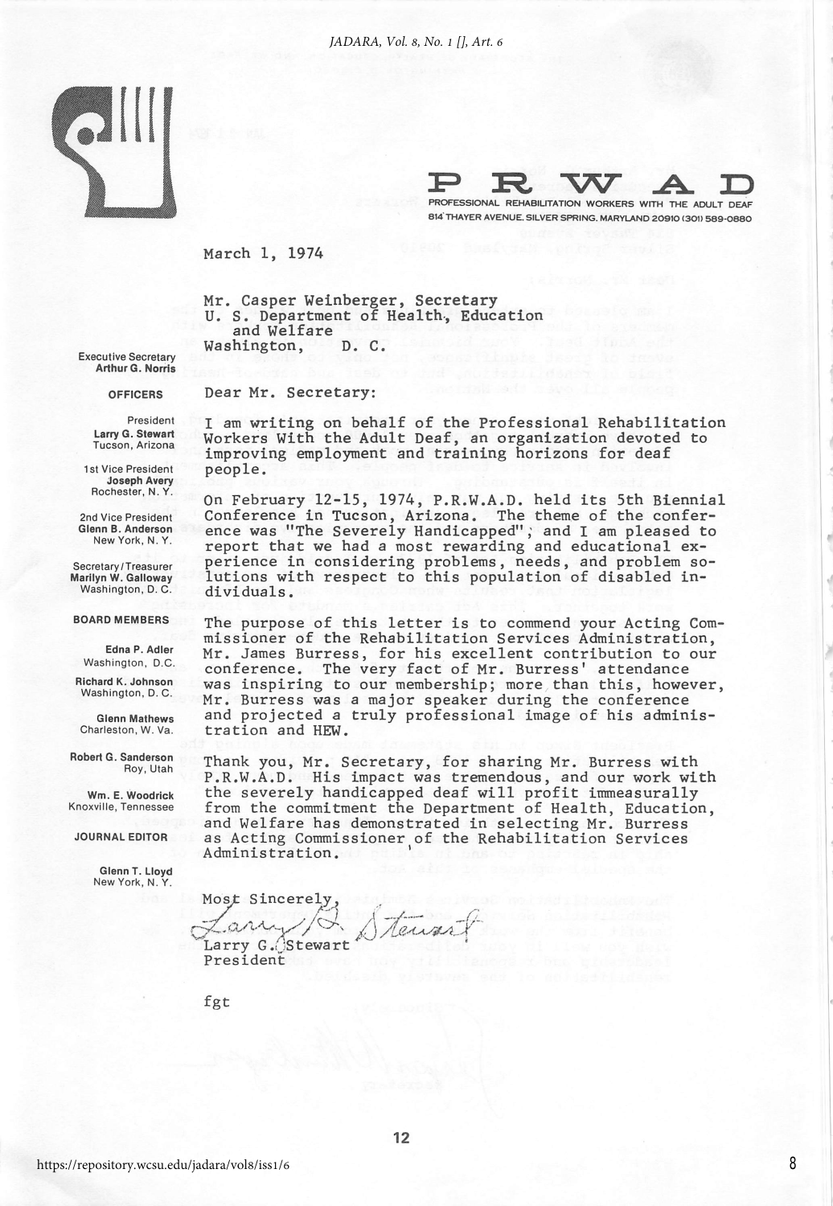# P R W A D

PROFESSIONAL REHABILITATION WORKERS WITH THE ADULT DEAF

814 THAYER AVENUE, SILVER SPRING, MARYLAND 20910 (301) 589-0880

Executive Secretary
**Arthur G. Norris**

**OFFICERS**

President
**Larry G. Stewart**
Tucson, Arizona

1st Vice President
**Joseph Avery**
Rochester, N. Y.

2nd Vice President
**Glenn B. Anderson**
New York, N. Y.

Secretary/Treasurer
**Marilyn W. Galloway**
Washington, D. C.

**BOARD MEMBERS**

**Edna P. Adler**
Washington, D.C.

**Richard K. Johnson**
Washington, D. C.

**Glenn Mathews**
Charleston, W. Va.

**Robert G. Sanderson**
Roy, Utah

**Wm. E. Woodrick**
Knoxville, Tennessee

**JOURNAL EDITOR**

**Glenn T. Lloyd**
New York, N. Y.

March 1, 1974

Mr. Casper Weinberger, Secretary
U. S. Department of Health, Education
and Welfare
Washington, D. C.

Dear Mr. Secretary:

I am writing on behalf of the Professional Rehabilitation Workers With the Adult Deaf, an organization devoted to improving employment and training horizons for deaf people.

On February 12-15, 1974, P.R.W.A.D. held its 5th Biennial Conference in Tucson, Arizona. The theme of the conference was "The Severely Handicapped", and I am pleased to report that we had a most rewarding and educational experience in considering problems, needs, and problem solutions with respect to this population of disabled individuals.

The purpose of this letter is to commend your Acting Commissioner of the Rehabilitation Services Administration, Mr. James Burress, for his excellent contribution to our conference. The very fact of Mr. Burress' attendance was inspiring to our membership; more than this, however, Mr. Burress was a major speaker during the conference and projected a truly professional image of his administration and HEW.

Thank you, Mr. Secretary, for sharing Mr. Burress with P.R.W.A.D. His impact was tremendous, and our work with the severely handicapped deaf will profit immeasurally from the commitment the Department of Health, Education, and Welfare has demonstrated in selecting Mr. Burress as Acting Commissioner of the Rehabilitation Services Administration.

Most Sincerely,

Larry G. Stewart
President

fgt